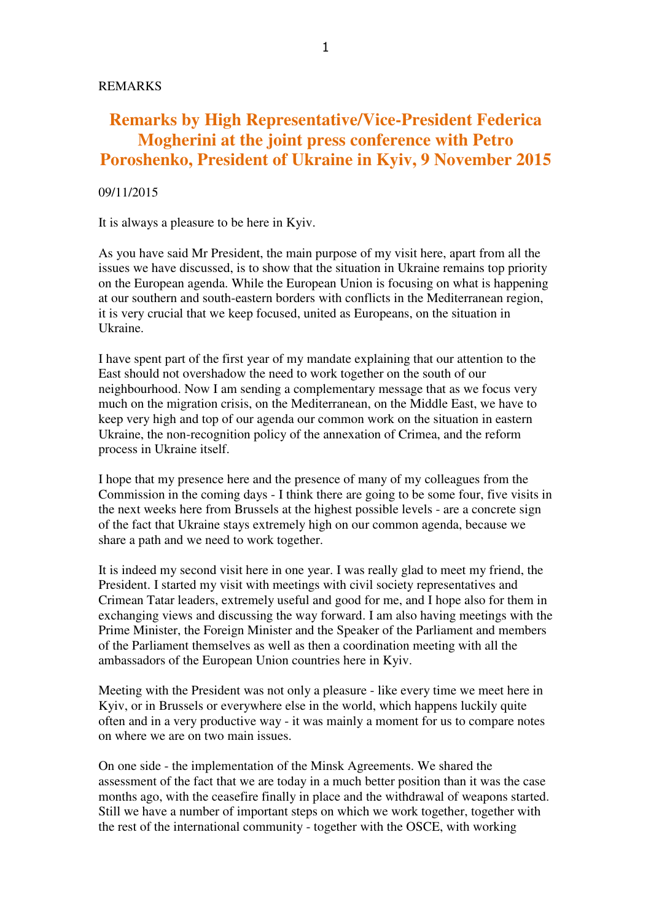REMARKS

# Remarks by High Representative/Vice-President Federica Mogherini at the joint press conference with Petro Poroshenko, President of Ukraine in Kyiv, 9 November 2015

09/11/2015

It is always a pleasure to be here in Kyiv.

As you have said Mr President, the main purpose of my visit here, apart from all the issues we have discussed, is to show that the situation in Ukraine remains top priority on the European agenda. While the European Union is focusing on what is happening at our southern and south-eastern borders with conflicts in the Mediterranean region, it is very crucial that we keep focused, united as Europeans, on the situation in Ukraine.

I have spent part of the first year of my mandate explaining that our attention to the East should not overshadow the need to work together on the south of our neighbourhood. Now I am sending a complementary message that as we focus very much on the migration crisis, on the Mediterranean, on the Middle East, we have to keep very high and top of our agenda our common work on the situation in eastern Ukraine, the non-recognition policy of the annexation of Crimea, and the reform process in Ukraine itself.

I hope that my presence here and the presence of many of my colleagues from the Commission in the coming days - I think there are going to be some four, five visits in the next weeks here from Brussels at the highest possible levels - are a concrete sign of the fact that Ukraine stays extremely high on our common agenda, because we share a path and we need to work together.

It is indeed my second visit here in one year. I was really glad to meet my friend, the President. I started my visit with meetings with civil society representatives and Crimean Tatar leaders, extremely useful and good for me, and I hope also for them in exchanging views and discussing the way forward. I am also having meetings with the Prime Minister, the Foreign Minister and the Speaker of the Parliament and members of the Parliament themselves as well as then a coordination meeting with all the ambassadors of the European Union countries here in Kyiv.

Meeting with the President was not only a pleasure - like every time we meet here in Kyiv, or in Brussels or everywhere else in the world, which happens luckily quite often and in a very productive way - it was mainly a moment for us to compare notes on where we are on two main issues.

On one side - the implementation of the Minsk Agreements. We shared the assessment of the fact that we are today in a much better position than it was the case months ago, with the ceasefire finally in place and the withdrawal of weapons started. Still we have a number of important steps on which we work together, together with the rest of the international community - together with the OSCE, with working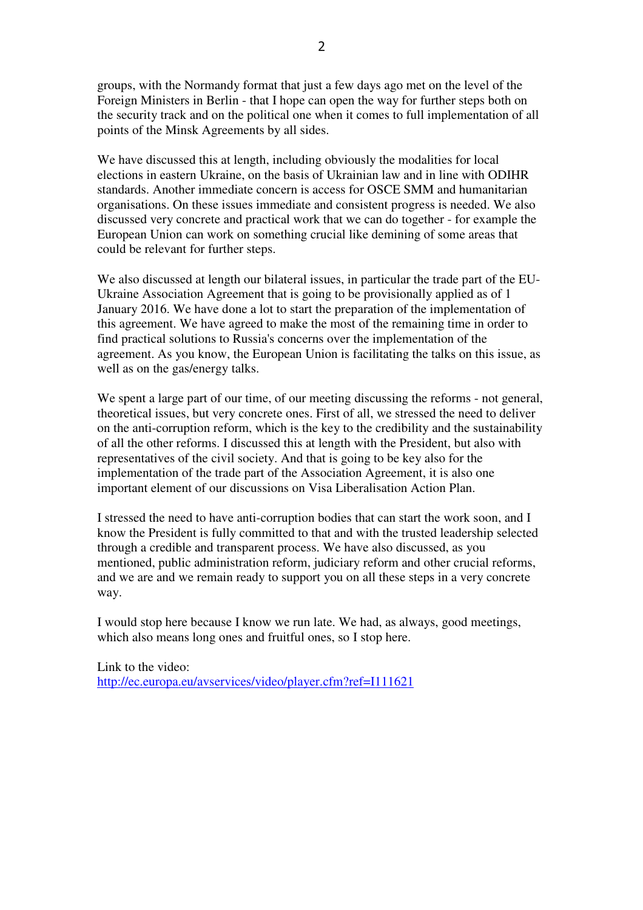groups, with the Normandy format that just a few days ago met on the level of the Foreign Ministers in Berlin - that I hope can open the way for further steps both on the security track and on the political one when it comes to full implementation of all points of the Minsk Agreements by all sides.

We have discussed this at length, including obviously the modalities for local elections in eastern Ukraine, on the basis of Ukrainian law and in line with ODIHR standards. Another immediate concern is access for OSCE SMM and humanitarian organisations. On these issues immediate and consistent progress is needed. We also discussed very concrete and practical work that we can do together - for example the European Union can work on something crucial like demining of some areas that could be relevant for further steps.

We also discussed at length our bilateral issues, in particular the trade part of the EU-Ukraine Association Agreement that is going to be provisionally applied as of 1 January 2016. We have done a lot to start the preparation of the implementation of this agreement. We have agreed to make the most of the remaining time in order to find practical solutions to Russia's concerns over the implementation of the agreement. As you know, the European Union is facilitating the talks on this issue, as well as on the gas/energy talks.

We spent a large part of our time, of our meeting discussing the reforms - not general, theoretical issues, but very concrete ones. First of all, we stressed the need to deliver on the anti-corruption reform, which is the key to the credibility and the sustainability of all the other reforms. I discussed this at length with the President, but also with representatives of the civil society. And that is going to be key also for the implementation of the trade part of the Association Agreement, it is also one important element of our discussions on Visa Liberalisation Action Plan.

I stressed the need to have anti-corruption bodies that can start the work soon, and I know the President is fully committed to that and with the trusted leadership selected through a credible and transparent process. We have also discussed, as you mentioned, public administration reform, judiciary reform and other crucial reforms, and we are and we remain ready to support you on all these steps in a very concrete way.

I would stop here because I know we run late. We had, as always, good meetings, which also means long ones and fruitful ones, so I stop here.

Link to the video:
http://ec.europa.eu/avservices/video/player.cfm?ref=I111621